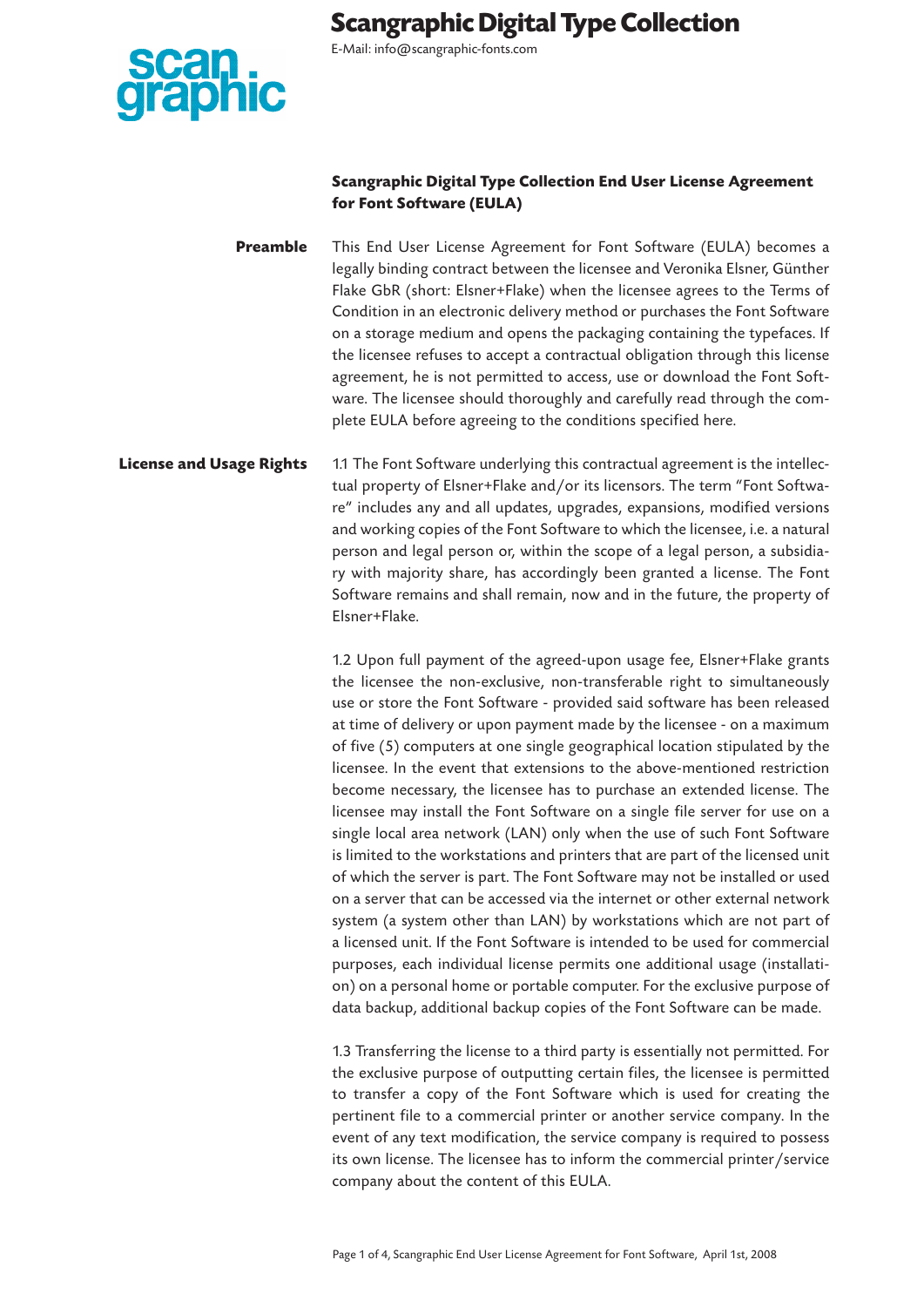# Scangraphic Digital Type Collection

E-Mail: info@scangraphic-fonts.com

## Scangraphic Digital Type Collection End User License Agreement for Font Software (EULA)

**Preamble**

This End User License Agreement for Font Software (EULA) becomes a legally binding contract between the licensee and Veronika Elsner, Günther Flake GbR (short: Elsner+Flake) when the licensee agrees to the Terms of Condition in an electronic delivery method or purchases the Font Software on a storage medium and opens the packaging containing the typefaces. If the licensee refuses to accept a contractual obligation through this license agreement, he is not permitted to access, use or download the Font Software. The licensee should thoroughly and carefully read through the complete EULA before agreeing to the conditions specified here.

**License and Usage Rights**

1.1 The Font Software underlying this contractual agreement is the intellectual property of Elsner+Flake and/or its licensors. The term "Font Software" includes any and all updates, upgrades, expansions, modified versions and working copies of the Font Software to which the licensee, i.e. a natural person and legal person or, within the scope of a legal person, a subsidiary with majority share, has accordingly been granted a license. The Font Software remains and shall remain, now and in the future, the property of Elsner+Flake.

1.2 Upon full payment of the agreed-upon usage fee, Elsner+Flake grants the licensee the non-exclusive, non-transferable right to simultaneously use or store the Font Software - provided said software has been released at time of delivery or upon payment made by the licensee - on a maximum of five (5) computers at one single geographical location stipulated by the licensee. In the event that extensions to the above-mentioned restriction become necessary, the licensee has to purchase an extended license. The licensee may install the Font Software on a single file server for use on a single local area network (LAN) only when the use of such Font Software is limited to the workstations and printers that are part of the licensed unit of which the server is part. The Font Software may not be installed or used on a server that can be accessed via the internet or other external network system (a system other than LAN) by workstations which are not part of a licensed unit. If the Font Software is intended to be used for commercial purposes, each individual license permits one additional usage (installation) on a personal home or portable computer. For the exclusive purpose of data backup, additional backup copies of the Font Software can be made.

1.3 Transferring the license to a third party is essentially not permitted. For the exclusive purpose of outputting certain files, the licensee is permitted to transfer a copy of the Font Software which is used for creating the pertinent file to a commercial printer or another service company. In the event of any text modification, the service company is required to possess its own license. The licensee has to inform the commercial printer/service company about the content of this EULA.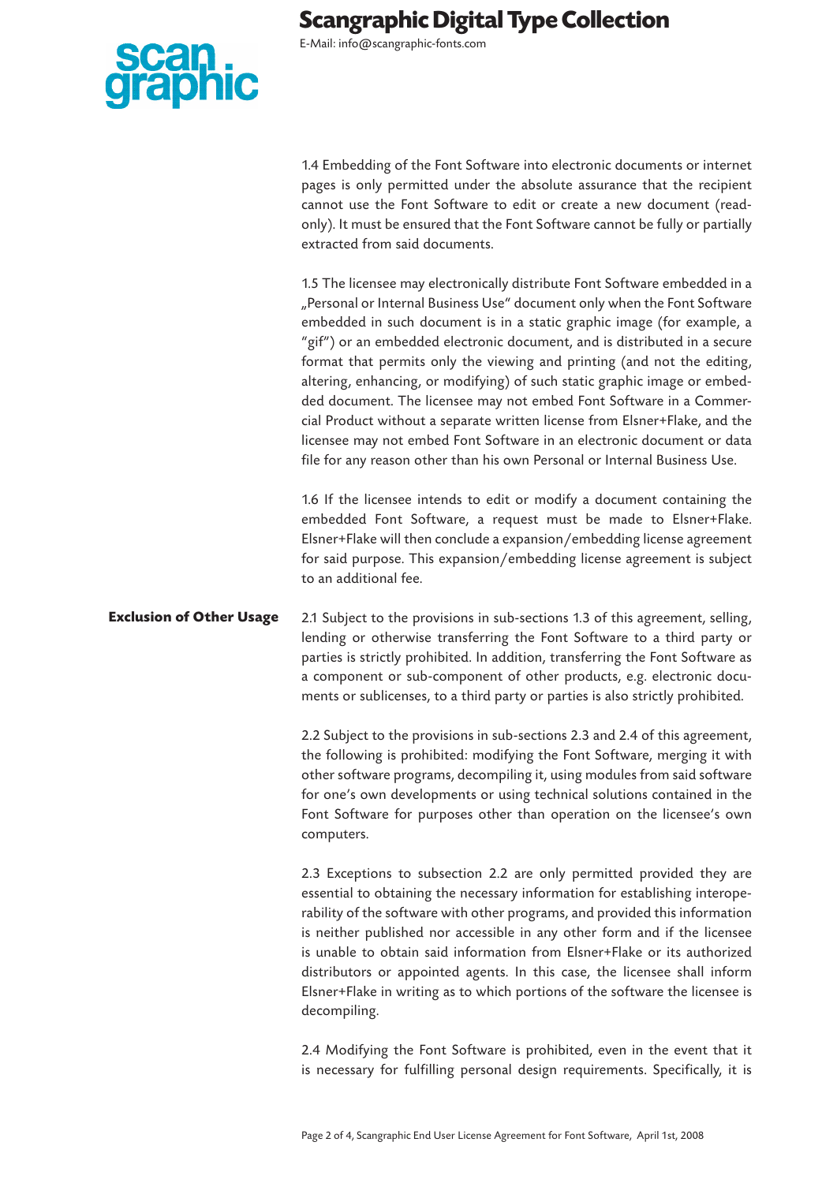1.4 Embedding of the Font Software into electronic documents or internet pages is only permitted under the absolute assurance that the recipient cannot use the Font Software to edit or create a new document (read-only). It must be ensured that the Font Software cannot be fully or partially extracted from said documents.

1.5 The licensee may electronically distribute Font Software embedded in a „Personal or Internal Business Use" document only when the Font Software embedded in such document is in a static graphic image (for example, a "gif") or an embedded electronic document, and is distributed in a secure format that permits only the viewing and printing (and not the editing, altering, enhancing, or modifying) of such static graphic image or embedded document. The licensee may not embed Font Software in a Commercial Product without a separate written license from Elsner+Flake, and the licensee may not embed Font Software in an electronic document or data file for any reason other than his own Personal or Internal Business Use.

1.6 If the licensee intends to edit or modify a document containing the embedded Font Software, a request must be made to Elsner+Flake. Elsner+Flake will then conclude a expansion/embedding license agreement for said purpose. This expansion/embedding license agreement is subject to an additional fee.

## Exclusion of Other Usage

2.1 Subject to the provisions in sub-sections 1.3 of this agreement, selling, lending or otherwise transferring the Font Software to a third party or parties is strictly prohibited. In addition, transferring the Font Software as a component or sub-component of other products, e.g. electronic documents or sublicenses, to a third party or parties is also strictly prohibited.

2.2 Subject to the provisions in sub-sections 2.3 and 2.4 of this agreement, the following is prohibited: modifying the Font Software, merging it with other software programs, decompiling it, using modules from said software for one's own developments or using technical solutions contained in the Font Software for purposes other than operation on the licensee's own computers.

2.3 Exceptions to subsection 2.2 are only permitted provided they are essential to obtaining the necessary information for establishing interoperability of the software with other programs, and provided this information is neither published nor accessible in any other form and if the licensee is unable to obtain said information from Elsner+Flake or its authorized distributors or appointed agents. In this case, the licensee shall inform Elsner+Flake in writing as to which portions of the software the licensee is decompiling.

2.4 Modifying the Font Software is prohibited, even in the event that it is necessary for fulfilling personal design requirements. Specifically, it is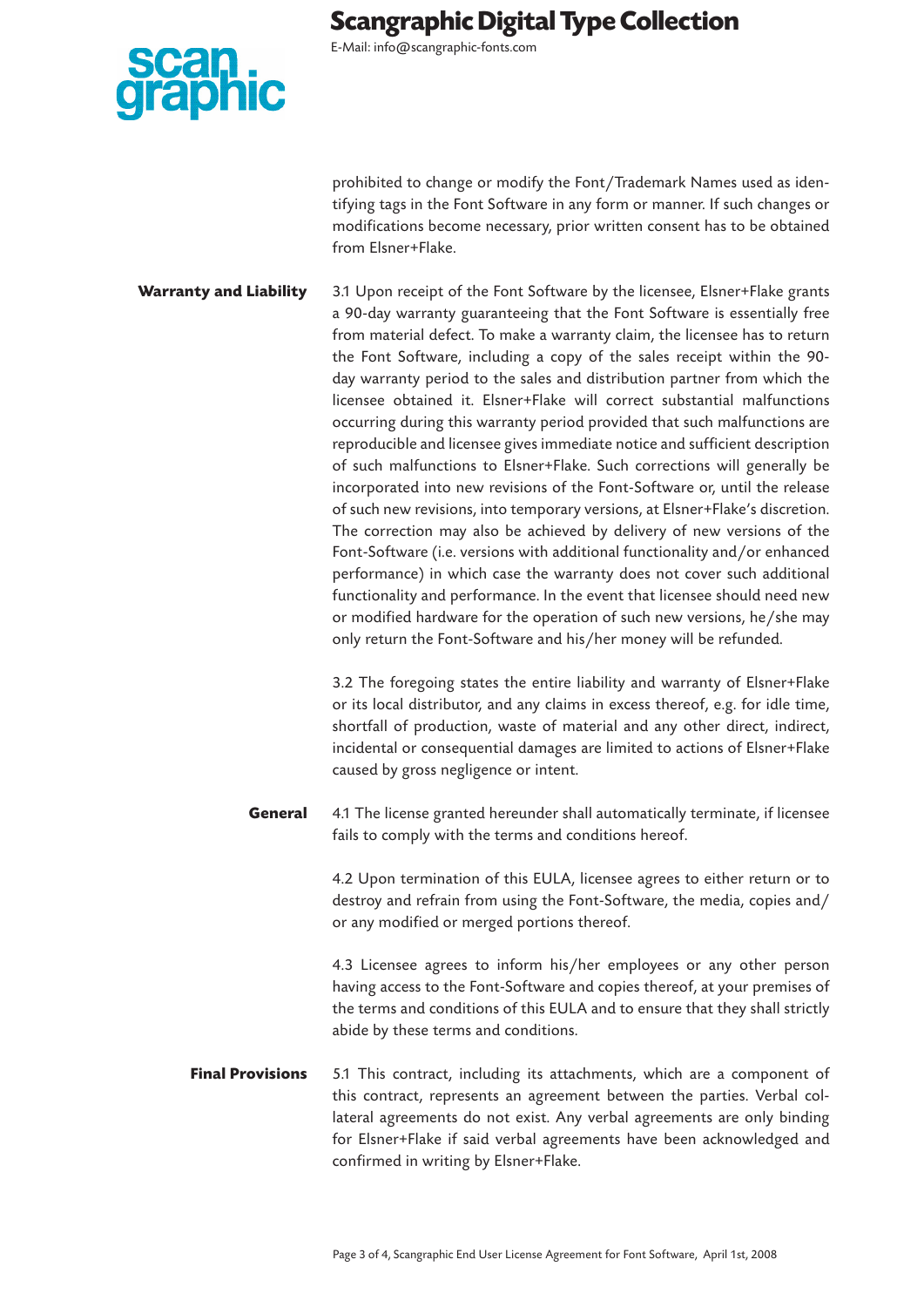prohibited to change or modify the Font/Trademark Names used as identifying tags in the Font Software in any form or manner. If such changes or modifications become necessary, prior written consent has to be obtained from Elsner+Flake.

## Warranty and Liability

3.1 Upon receipt of the Font Software by the licensee, Elsner+Flake grants a 90-day warranty guaranteeing that the Font Software is essentially free from material defect. To make a warranty claim, the licensee has to return the Font Software, including a copy of the sales receipt within the 90-day warranty period to the sales and distribution partner from which the licensee obtained it. Elsner+Flake will correct substantial malfunctions occurring during this warranty period provided that such malfunctions are reproducible and licensee gives immediate notice and sufficient description of such malfunctions to Elsner+Flake. Such corrections will generally be incorporated into new revisions of the Font-Software or, until the release of such new revisions, into temporary versions, at Elsner+Flake's discretion. The correction may also be achieved by delivery of new versions of the Font-Software (i.e. versions with additional functionality and/or enhanced performance) in which case the warranty does not cover such additional functionality and performance. In the event that licensee should need new or modified hardware for the operation of such new versions, he/she may only return the Font-Software and his/her money will be refunded.

3.2 The foregoing states the entire liability and warranty of Elsner+Flake or its local distributor, and any claims in excess thereof, e.g. for idle time, shortfall of production, waste of material and any other direct, indirect, incidental or consequential damages are limited to actions of Elsner+Flake caused by gross negligence or intent.

## General

4.1 The license granted hereunder shall automatically terminate, if licensee fails to comply with the terms and conditions hereof.

4.2 Upon termination of this EULA, licensee agrees to either return or to destroy and refrain from using the Font-Software, the media, copies and/or any modified or merged portions thereof.

4.3 Licensee agrees to inform his/her employees or any other person having access to the Font-Software and copies thereof, at your premises of the terms and conditions of this EULA and to ensure that they shall strictly abide by these terms and conditions.

## Final Provisions

5.1 This contract, including its attachments, which are a component of this contract, represents an agreement between the parties. Verbal collateral agreements do not exist. Any verbal agreements are only binding for Elsner+Flake if said verbal agreements have been acknowledged and confirmed in writing by Elsner+Flake.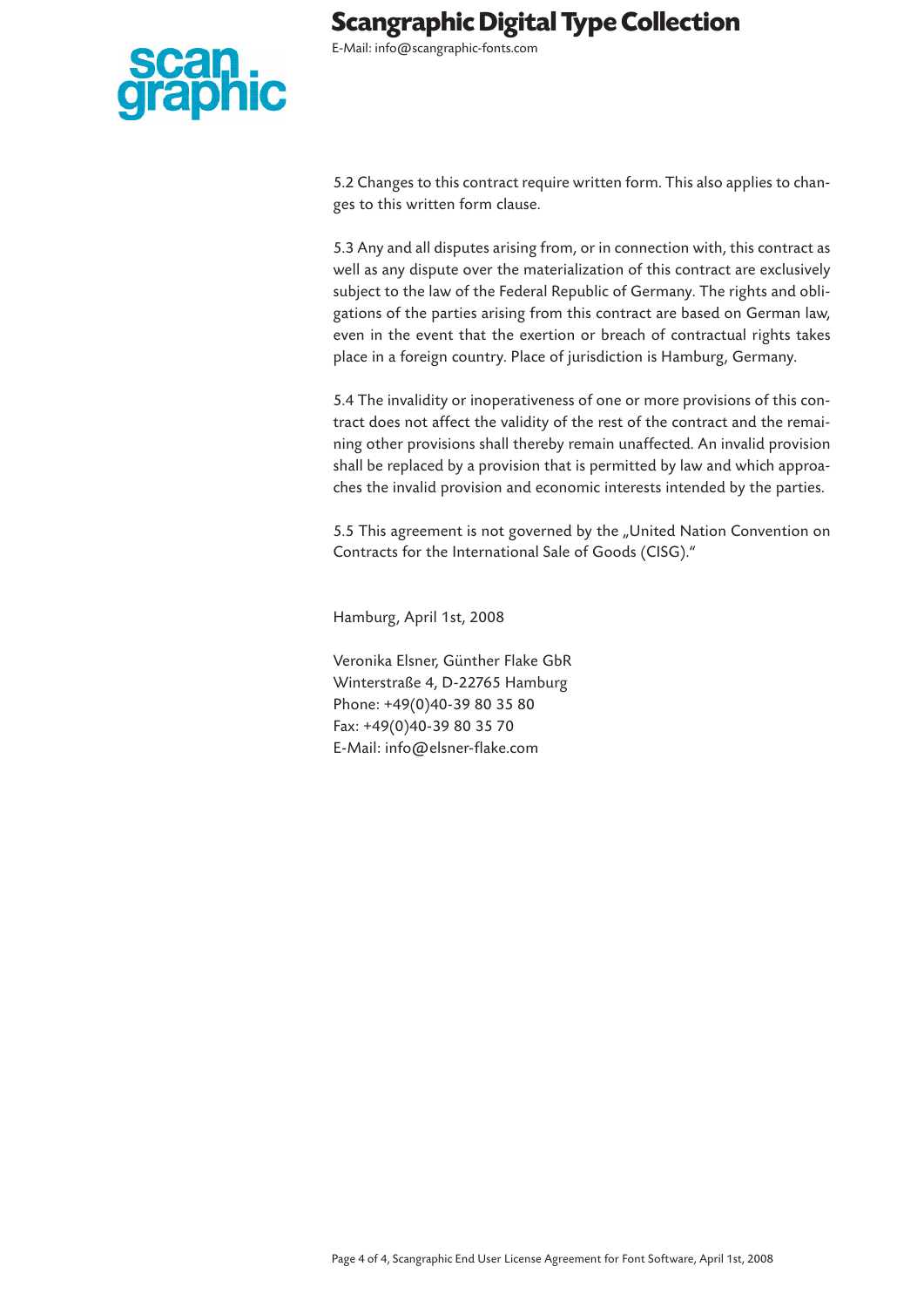5.2 Changes to this contract require written form. This also applies to changes to this written form clause.

5.3 Any and all disputes arising from, or in connection with, this contract as well as any dispute over the materialization of this contract are exclusively subject to the law of the Federal Republic of Germany. The rights and obligations of the parties arising from this contract are based on German law, even in the event that the exertion or breach of contractual rights takes place in a foreign country. Place of jurisdiction is Hamburg, Germany.

5.4 The invalidity or inoperativeness of one or more provisions of this contract does not affect the validity of the rest of the contract and the remaining other provisions shall thereby remain unaffected. An invalid provision shall be replaced by a provision that is permitted by law and which approaches the invalid provision and economic interests intended by the parties.

5.5 This agreement is not governed by the „United Nation Convention on Contracts for the International Sale of Goods (CISG)."

Hamburg, April 1st, 2008

Veronika Elsner, Günther Flake GbR
Winterstraße 4, D-22765 Hamburg
Phone: +49(0)40-39 80 35 80
Fax: +49(0)40-39 80 35 70
E-Mail: info@elsner-flake.com